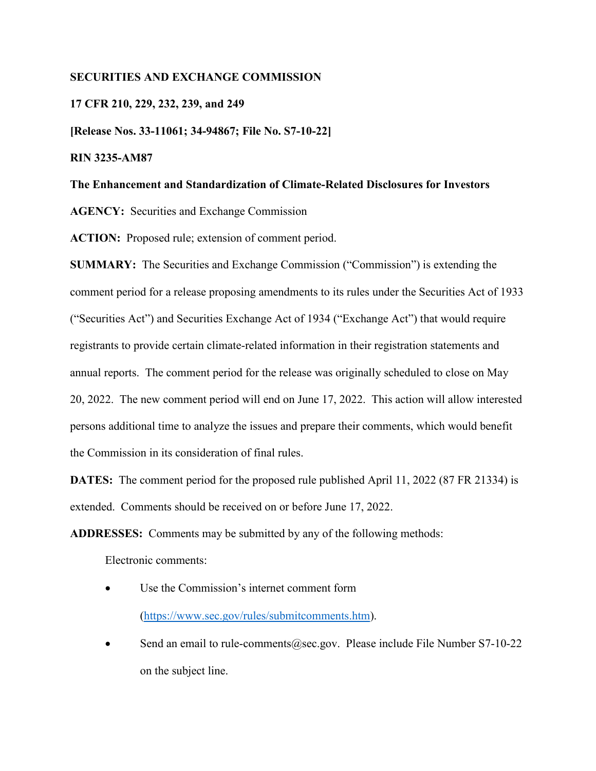**SECURITIES AND EXCHANGE COMMISSION**

**17 CFR 210, 229, 232, 239, and 249**

**[Release Nos. 33-11061; 34-94867; File No. S7-10-22]**

**RIN 3235-AM87**

**The Enhancement and Standardization of Climate-Related Disclosures for Investors**

**AGENCY:** Securities and Exchange Commission

**ACTION:** Proposed rule; extension of comment period.

**SUMMARY:** The Securities and Exchange Commission ("Commission") is extending the comment period for a release proposing amendments to its rules under the Securities Act of 1933 ("Securities Act") and Securities Exchange Act of 1934 ("Exchange Act") that would require registrants to provide certain climate-related information in their registration statements and annual reports. The comment period for the release was originally scheduled to close on May 20, 2022. The new comment period will end on June 17, 2022. This action will allow interested persons additional time to analyze the issues and prepare their comments, which would benefit the Commission in its consideration of final rules.

**DATES:** The comment period for the proposed rule published April 11, 2022 (87 FR 21334) is extended. Comments should be received on or before June 17, 2022.

**ADDRESSES:** Comments may be submitted by any of the following methods:

Electronic comments:

- Use the Commission's internet comment form (https://www.sec.gov/rules/submitcomments.htm).
- Send an email to rule-comments@sec.gov. Please include File Number S7-10-22 on the subject line.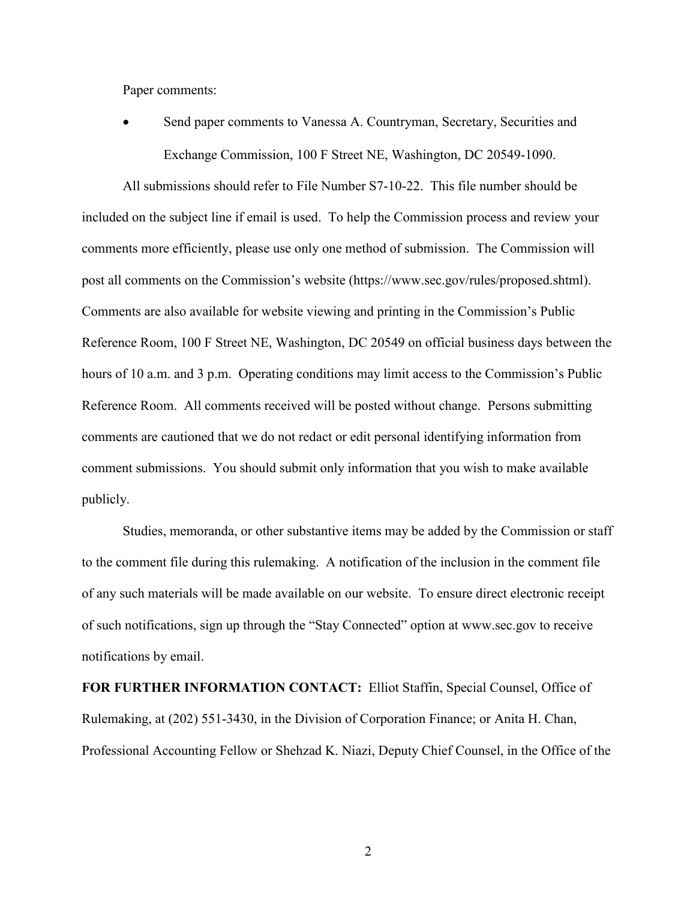Paper comments:

- Send paper comments to Vanessa A. Countryman, Secretary, Securities and Exchange Commission, 100 F Street NE, Washington, DC 20549-1090.

All submissions should refer to File Number S7-10-22. This file number should be included on the subject line if email is used. To help the Commission process and review your comments more efficiently, please use only one method of submission. The Commission will post all comments on the Commission's website (https://www.sec.gov/rules/proposed.shtml). Comments are also available for website viewing and printing in the Commission's Public Reference Room, 100 F Street NE, Washington, DC 20549 on official business days between the hours of 10 a.m. and 3 p.m. Operating conditions may limit access to the Commission's Public Reference Room. All comments received will be posted without change. Persons submitting comments are cautioned that we do not redact or edit personal identifying information from comment submissions. You should submit only information that you wish to make available publicly.

Studies, memoranda, or other substantive items may be added by the Commission or staff to the comment file during this rulemaking. A notification of the inclusion in the comment file of any such materials will be made available on our website. To ensure direct electronic receipt of such notifications, sign up through the "Stay Connected" option at www.sec.gov to receive notifications by email.

**FOR FURTHER INFORMATION CONTACT:** Elliot Staffin, Special Counsel, Office of Rulemaking, at (202) 551-3430, in the Division of Corporation Finance; or Anita H. Chan, Professional Accounting Fellow or Shehzad K. Niazi, Deputy Chief Counsel, in the Office of the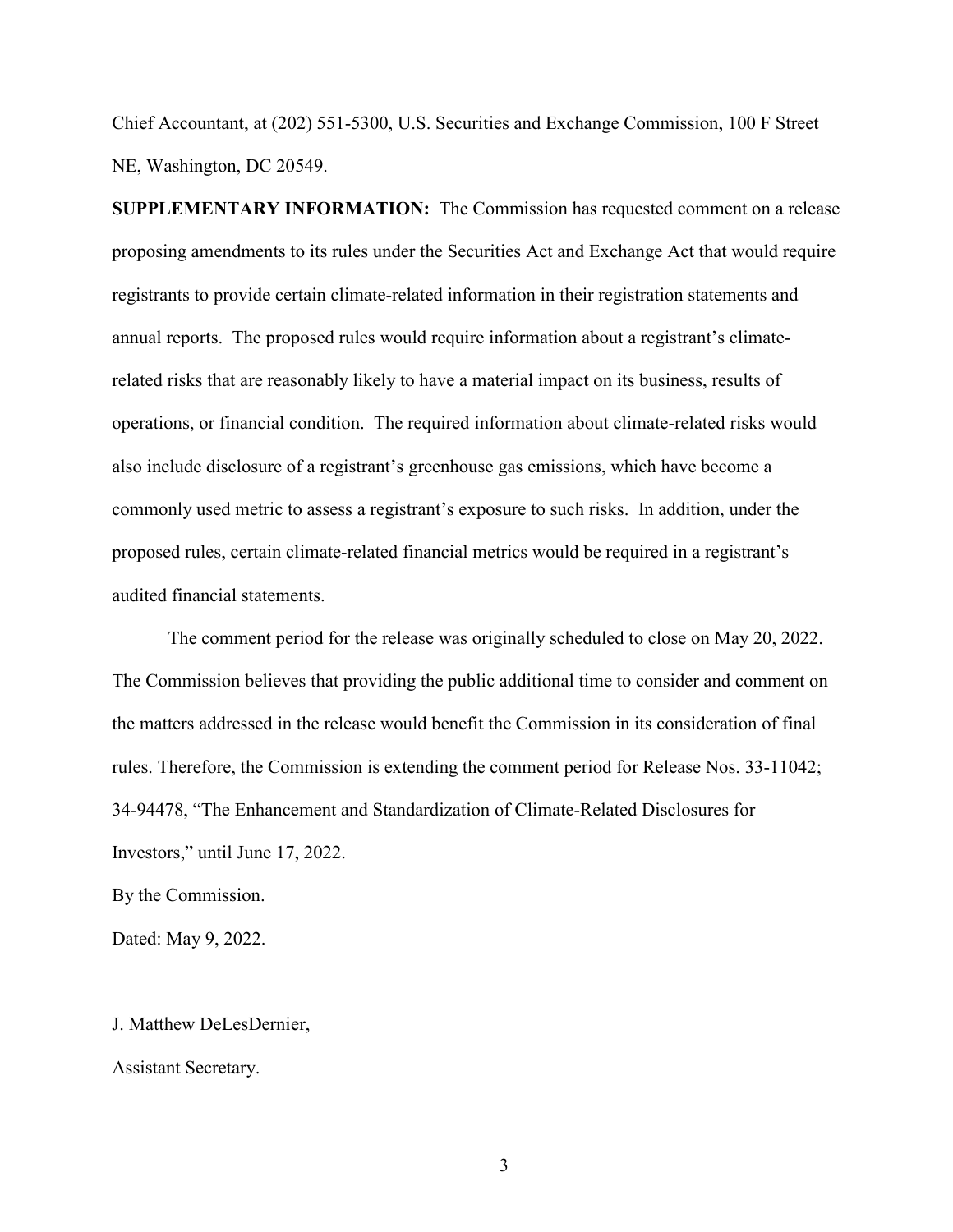Chief Accountant, at (202) 551-5300, U.S. Securities and Exchange Commission, 100 F Street NE, Washington, DC 20549.

**SUPPLEMENTARY INFORMATION:** The Commission has requested comment on a release proposing amendments to its rules under the Securities Act and Exchange Act that would require registrants to provide certain climate-related information in their registration statements and annual reports. The proposed rules would require information about a registrant's climate-related risks that are reasonably likely to have a material impact on its business, results of operations, or financial condition. The required information about climate-related risks would also include disclosure of a registrant's greenhouse gas emissions, which have become a commonly used metric to assess a registrant's exposure to such risks. In addition, under the proposed rules, certain climate-related financial metrics would be required in a registrant's audited financial statements.

The comment period for the release was originally scheduled to close on May 20, 2022. The Commission believes that providing the public additional time to consider and comment on the matters addressed in the release would benefit the Commission in its consideration of final rules. Therefore, the Commission is extending the comment period for Release Nos. 33-11042; 34-94478, "The Enhancement and Standardization of Climate-Related Disclosures for Investors," until June 17, 2022.

By the Commission.

Dated: May 9, 2022.

J. Matthew DeLesDernier,

Assistant Secretary.